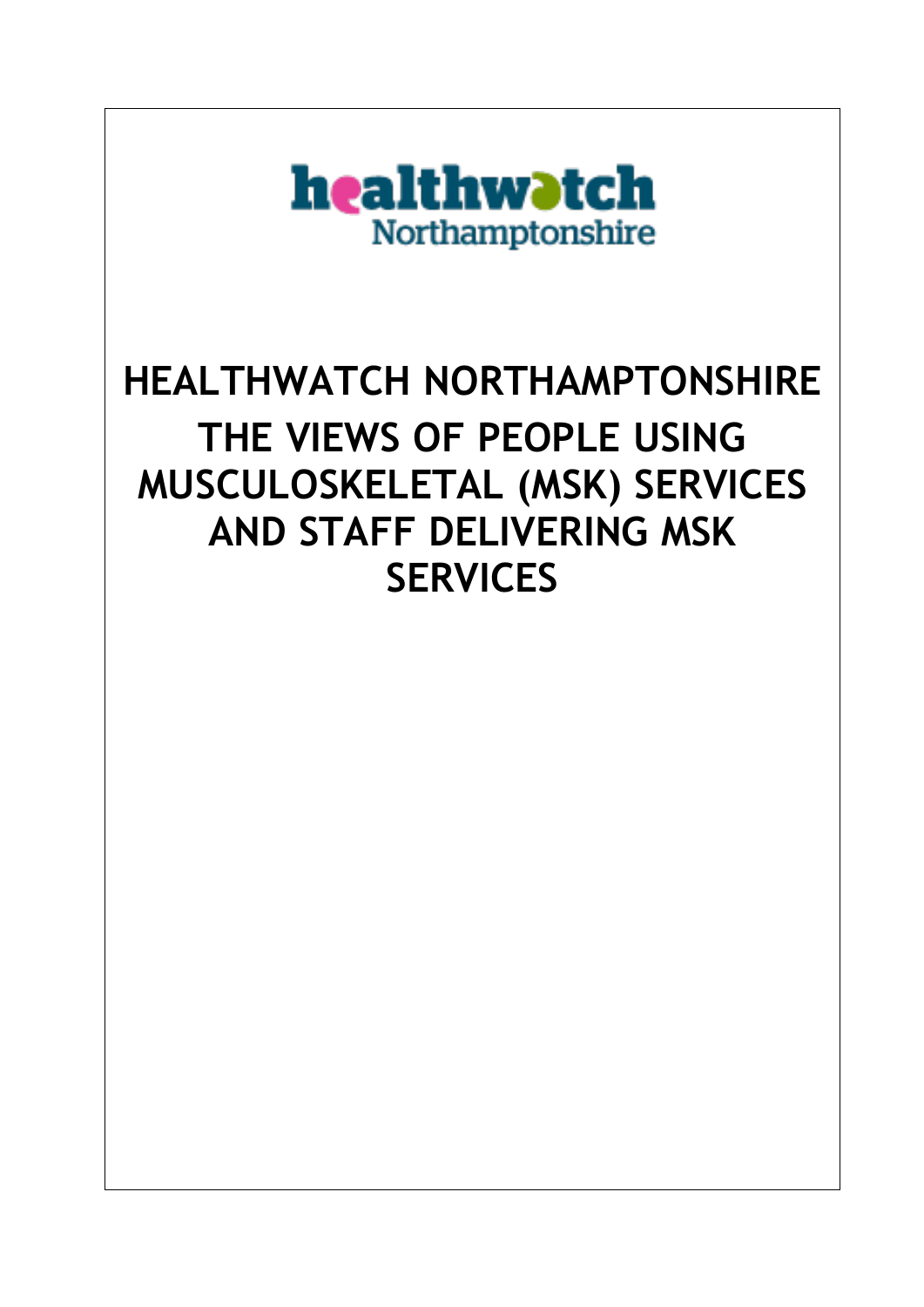healthwatch Northamptonshire

# HEALTHWATCH NORTHAMPTONSHIRE

# THE VIEWS OF PEOPLE USING MUSCULOSKELETAL (MSK) SERVICES AND STAFF DELIVERING MSK SERVICES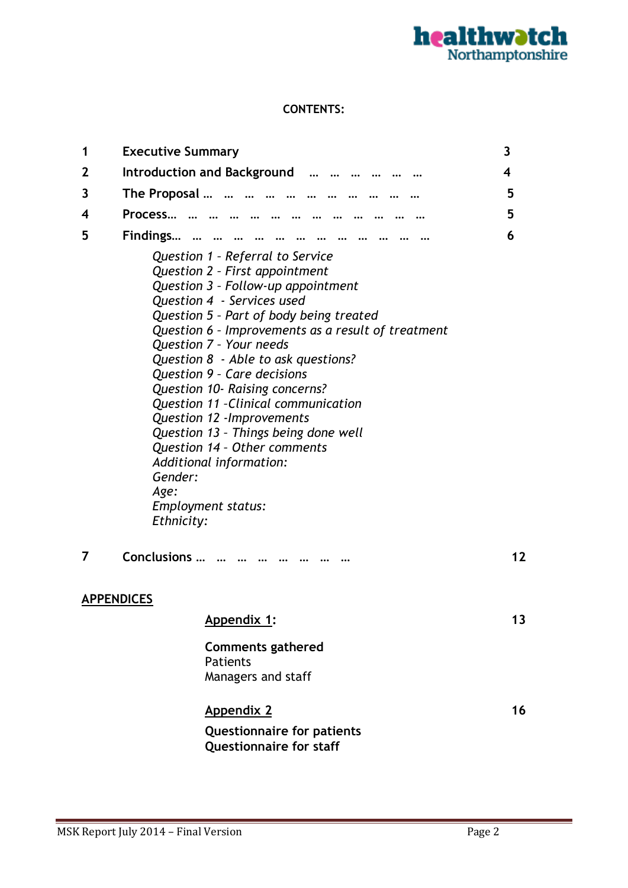**CONTENTS:**

| | | |
|---|---|---|
| **1** | **Executive Summary** | **3** |
| **2** | **Introduction and Background** … … … … … … | **4** |
| **3** | **The Proposal** … … … … … … … … … … … | **5** |
| **4** | **Process**… … … … … … … … … … … … … | **5** |
| **5** | **Findings**… … … … … … … … … … … … … | **6** |

*Question 1 - Referral to Service*
*Question 2 - First appointment*
*Question 3 - Follow-up appointment*
*Question 4 - Services used*
*Question 5 - Part of body being treated*
*Question 6 - Improvements as a result of treatment*
*Question 7 - Your needs*
*Question 8 - Able to ask questions?*
*Question 9 - Care decisions*
*Question 10- Raising concerns?*
*Question 11 -Clinical communication*
*Question 12 -Improvements*
*Question 13 - Things being done well*
*Question 14 - Other comments*
*Additional information:*
*Gender:*
*Age:*
*Employment status:*
*Ethnicity:*

| | | |
|---|---|---|
| **7** | **Conclusions** … … … … … … … … | **12** |

**APPENDICES**

**Appendix 1:** **13**

**Comments gathered**
Patients
Managers and staff

**Appendix 2** **16**

**Questionnaire for patients**
**Questionnaire for staff**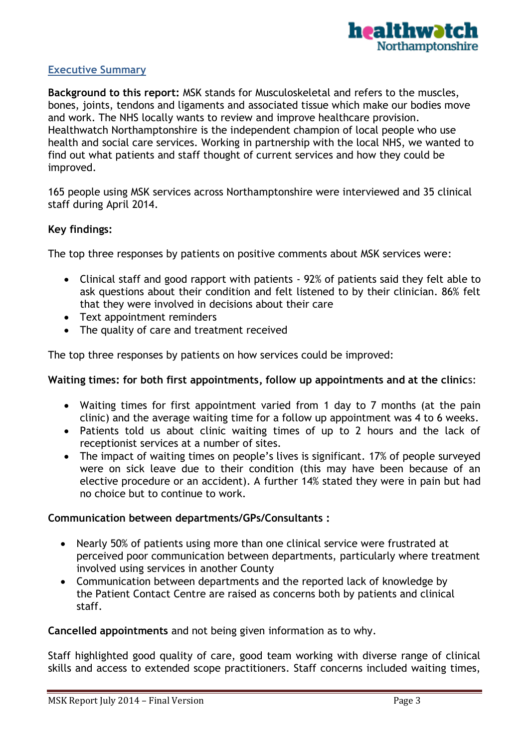## Executive Summary

**Background to this report:** MSK stands for Musculoskeletal and refers to the muscles, bones, joints, tendons and ligaments and associated tissue which make our bodies move and work. The NHS locally wants to review and improve healthcare provision. Healthwatch Northamptonshire is the independent champion of local people who use health and social care services. Working in partnership with the local NHS, we wanted to find out what patients and staff thought of current services and how they could be improved.

165 people using MSK services across Northamptonshire were interviewed and 35 clinical staff during April 2014.

**Key findings:**

The top three responses by patients on positive comments about MSK services were:

- Clinical staff and good rapport with patients - 92% of patients said they felt able to ask questions about their condition and felt listened to by their clinician. 86% felt that they were involved in decisions about their care
- Text appointment reminders
- The quality of care and treatment received

The top three responses by patients on how services could be improved:

**Waiting times: for both first appointments, follow up appointments and at the clinics**:

- Waiting times for first appointment varied from 1 day to 7 months (at the pain clinic) and the average waiting time for a follow up appointment was 4 to 6 weeks.
- Patients told us about clinic waiting times of up to 2 hours and the lack of receptionist services at a number of sites.
- The impact of waiting times on people's lives is significant. 17% of people surveyed were on sick leave due to their condition (this may have been because of an elective procedure or an accident). A further 14% stated they were in pain but had no choice but to continue to work.

**Communication between departments/GPs/Consultants :**

- Nearly 50% of patients using more than one clinical service were frustrated at perceived poor communication between departments, particularly where treatment involved using services in another County
- Communication between departments and the reported lack of knowledge by the Patient Contact Centre are raised as concerns both by patients and clinical staff.

**Cancelled appointments** and not being given information as to why.

Staff highlighted good quality of care, good team working with diverse range of clinical skills and access to extended scope practitioners. Staff concerns included waiting times,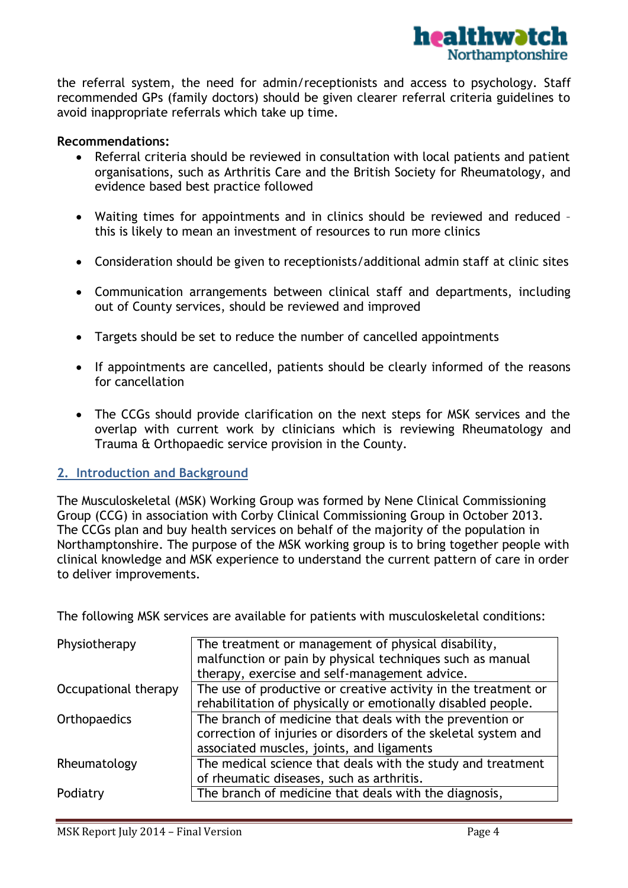the referral system, the need for admin/receptionists and access to psychology. Staff recommended GPs (family doctors) should be given clearer referral criteria guidelines to avoid inappropriate referrals which take up time.

**Recommendations:**

- Referral criteria should be reviewed in consultation with local patients and patient organisations, such as Arthritis Care and the British Society for Rheumatology, and evidence based best practice followed
- Waiting times for appointments and in clinics should be reviewed and reduced – this is likely to mean an investment of resources to run more clinics
- Consideration should be given to receptionists/additional admin staff at clinic sites
- Communication arrangements between clinical staff and departments, including out of County services, should be reviewed and improved
- Targets should be set to reduce the number of cancelled appointments
- If appointments are cancelled, patients should be clearly informed of the reasons for cancellation
- The CCGs should provide clarification on the next steps for MSK services and the overlap with current work by clinicians which is reviewing Rheumatology and Trauma & Orthopaedic service provision in the County.

## 2. Introduction and Background

The Musculoskeletal (MSK) Working Group was formed by Nene Clinical Commissioning Group (CCG) in association with Corby Clinical Commissioning Group in October 2013. The CCGs plan and buy health services on behalf of the majority of the population in Northamptonshire. The purpose of the MSK working group is to bring together people with clinical knowledge and MSK experience to understand the current pattern of care in order to deliver improvements.

The following MSK services are available for patients with musculoskeletal conditions:

| | |
|---|---|
| Physiotherapy | The treatment or management of physical disability, malfunction or pain by physical techniques such as manual therapy, exercise and self-management advice. |
| Occupational therapy | The use of productive or creative activity in the treatment or rehabilitation of physically or emotionally disabled people. |
| Orthopaedics | The branch of medicine that deals with the prevention or correction of injuries or disorders of the skeletal system and associated muscles, joints, and ligaments |
| Rheumatology | The medical science that deals with the study and treatment of rheumatic diseases, such as arthritis. |
| Podiatry | The branch of medicine that deals with the diagnosis, |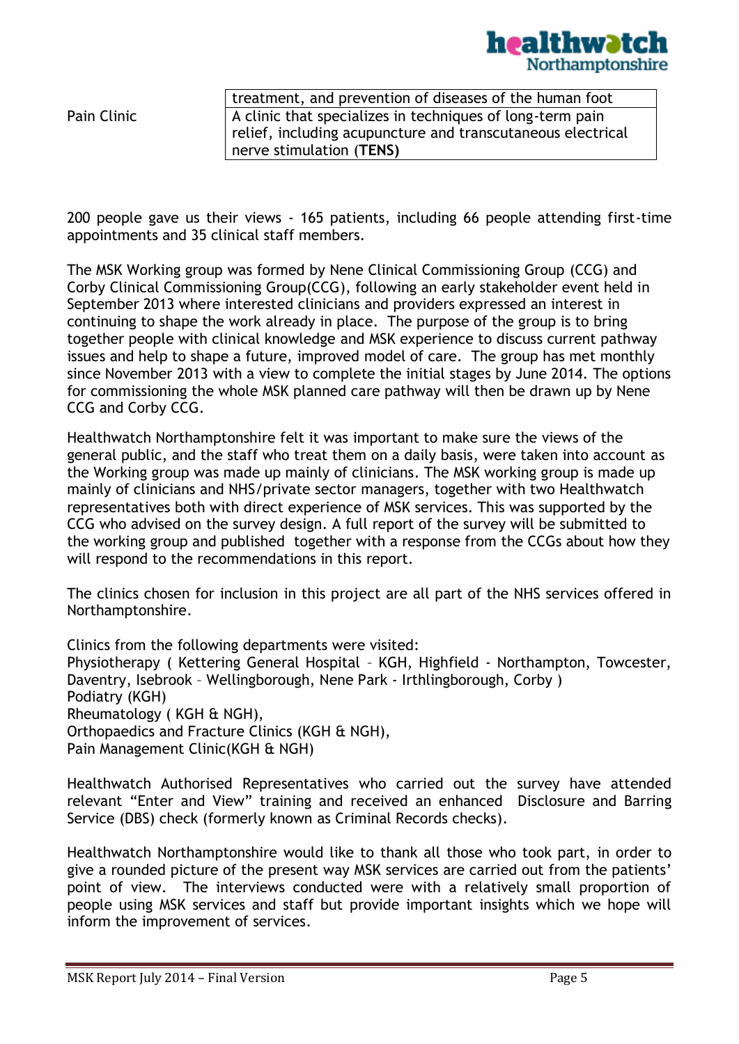| | |
|---|---|
| | treatment, and prevention of diseases of the human foot |
| Pain Clinic | A clinic that specializes in techniques of long-term pain relief, including acupuncture and transcutaneous electrical nerve stimulation (**TENS)** |

200 people gave us their views - 165 patients, including 66 people attending first-time appointments and 35 clinical staff members.

The MSK Working group was formed by Nene Clinical Commissioning Group (CCG) and Corby Clinical Commissioning Group(CCG), following an early stakeholder event held in September 2013 where interested clinicians and providers expressed an interest in continuing to shape the work already in place. The purpose of the group is to bring together people with clinical knowledge and MSK experience to discuss current pathway issues and help to shape a future, improved model of care. The group has met monthly since November 2013 with a view to complete the initial stages by June 2014. The options for commissioning the whole MSK planned care pathway will then be drawn up by Nene CCG and Corby CCG.

Healthwatch Northamptonshire felt it was important to make sure the views of the general public, and the staff who treat them on a daily basis, were taken into account as the Working group was made up mainly of clinicians. The MSK working group is made up mainly of clinicians and NHS/private sector managers, together with two Healthwatch representatives both with direct experience of MSK services. This was supported by the CCG who advised on the survey design. A full report of the survey will be submitted to the working group and published together with a response from the CCGs about how they will respond to the recommendations in this report.

The clinics chosen for inclusion in this project are all part of the NHS services offered in Northamptonshire.

Clinics from the following departments were visited:
Physiotherapy ( Kettering General Hospital – KGH, Highfield - Northampton, Towcester, Daventry, Isebrook – Wellingborough, Nene Park - Irthlingborough, Corby )
Podiatry (KGH)
Rheumatology ( KGH & NGH),
Orthopaedics and Fracture Clinics (KGH & NGH),
Pain Management Clinic(KGH & NGH)

Healthwatch Authorised Representatives who carried out the survey have attended relevant "Enter and View" training and received an enhanced Disclosure and Barring Service (DBS) check (formerly known as Criminal Records checks).

Healthwatch Northamptonshire would like to thank all those who took part, in order to give a rounded picture of the present way MSK services are carried out from the patients' point of view. The interviews conducted were with a relatively small proportion of people using MSK services and staff but provide important insights which we hope will inform the improvement of services.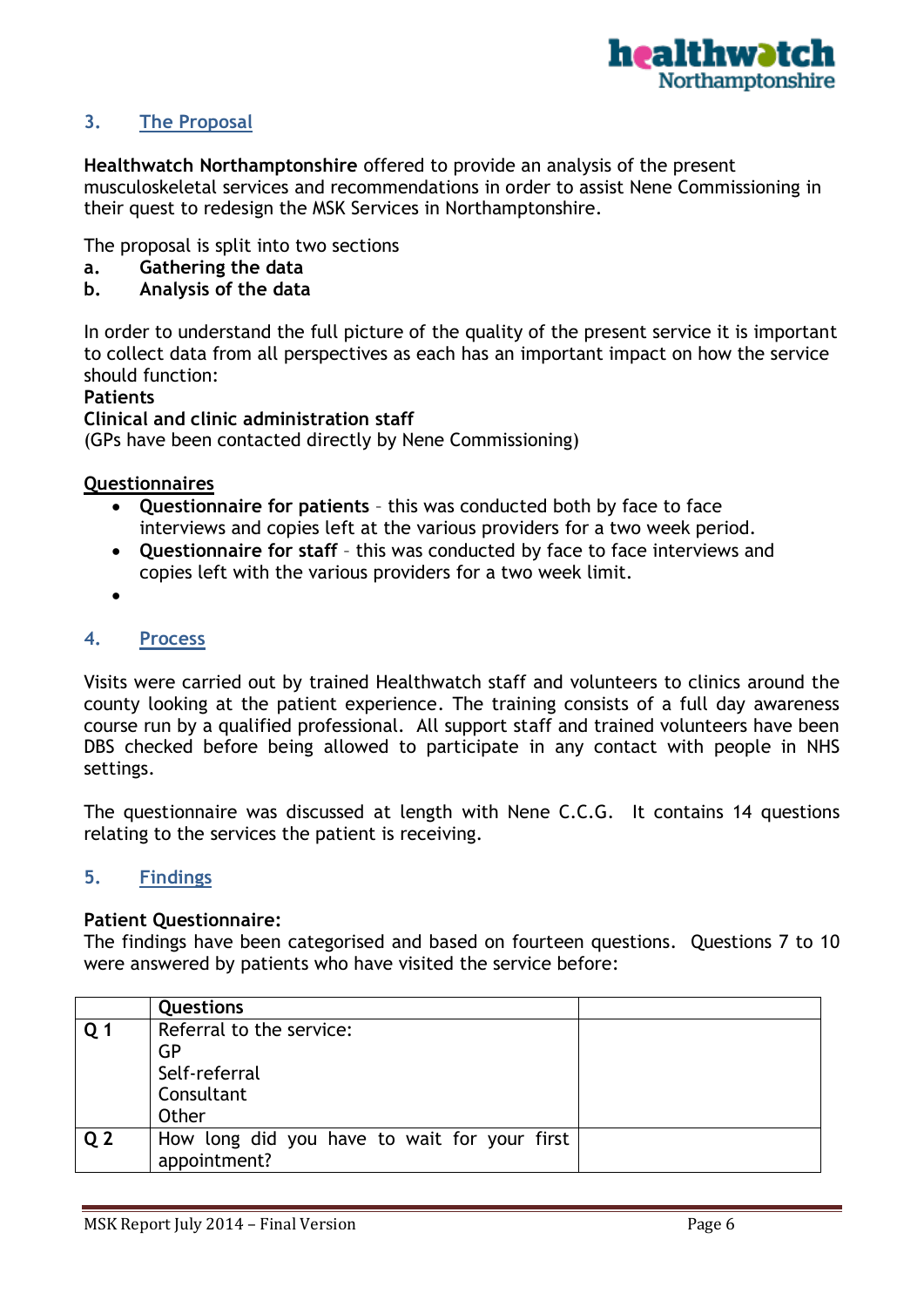## 3. The Proposal

**Healthwatch Northamptonshire** offered to provide an analysis of the present musculoskeletal services and recommendations in order to assist Nene Commissioning in their quest to redesign the MSK Services in Northamptonshire.

The proposal is split into two sections

**a. Gathering the data**
**b. Analysis of the data**

In order to understand the full picture of the quality of the present service it is important to collect data from all perspectives as each has an important impact on how the service should function:

**Patients**
**Clinical and clinic administration staff**
(GPs have been contacted directly by Nene Commissioning)

**Questionnaires**

- **Questionnaire for patients** – this was conducted both by face to face interviews and copies left at the various providers for a two week period.
- **Questionnaire for staff** – this was conducted by face to face interviews and copies left with the various providers for a two week limit.

## 4. Process

Visits were carried out by trained Healthwatch staff and volunteers to clinics around the county looking at the patient experience. The training consists of a full day awareness course run by a qualified professional. All support staff and trained volunteers have been DBS checked before being allowed to participate in any contact with people in NHS settings.

The questionnaire was discussed at length with Nene C.C.G. It contains 14 questions relating to the services the patient is receiving.

## 5. Findings

**Patient Questionnaire:**
The findings have been categorised and based on fourteen questions. Questions 7 to 10 were answered by patients who have visited the service before:

| | **Questions** | |
|---|---|---|
| **Q 1** | Referral to the service:<br>GP<br>Self-referral<br>Consultant<br>Other | |
| **Q 2** | How long did you have to wait for your first appointment? | |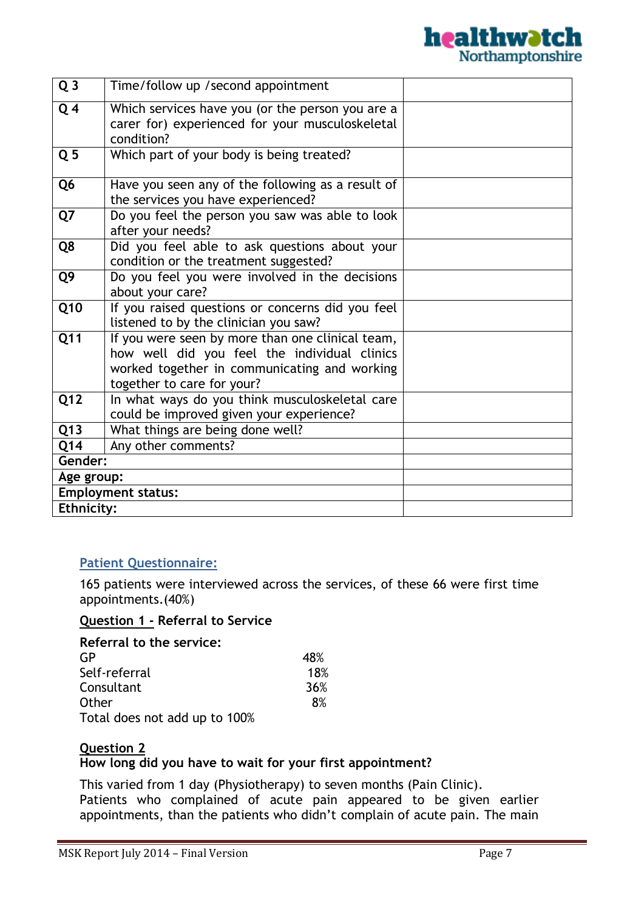| Q 3 | Time/follow up /second appointment | |
|---|---|---|
| Q 4 | Which services have you (or the person you are a carer for) experienced for your musculoskeletal condition? | |
| Q 5 | Which part of your body is being treated? | |
| Q6 | Have you seen any of the following as a result of the services you have experienced? | |
| Q7 | Do you feel the person you saw was able to look after your needs? | |
| Q8 | Did you feel able to ask questions about your condition or the treatment suggested? | |
| Q9 | Do you feel you were involved in the decisions about your care? | |
| Q10 | If you raised questions or concerns did you feel listened to by the clinician you saw? | |
| Q11 | If you were seen by more than one clinical team, how well did you feel the individual clinics worked together in communicating and working together to care for your? | |
| Q12 | In what ways do you think musculoskeletal care could be improved given your experience? | |
| Q13 | What things are being done well? | |
| Q14 | Any other comments? | |
| **Gender:** | | |
| **Age group:** | | |
| **Employment status:** | | |
| **Ethnicity:** | | |

## Patient Questionnaire:

165 patients were interviewed across the services, of these 66 were first time appointments.(40%)

**Question 1 - Referral to Service**

**Referral to the service:**

| | |
|---|---|
| GP | 48% |
| Self-referral | 18% |
| Consultant | 36% |
| Other | 8% |

Total does not add up to 100%

**Question 2**

**How long did you have to wait for your first appointment?**

This varied from 1 day (Physiotherapy) to seven months (Pain Clinic). Patients who complained of acute pain appeared to be given earlier appointments, than the patients who didn't complain of acute pain. The main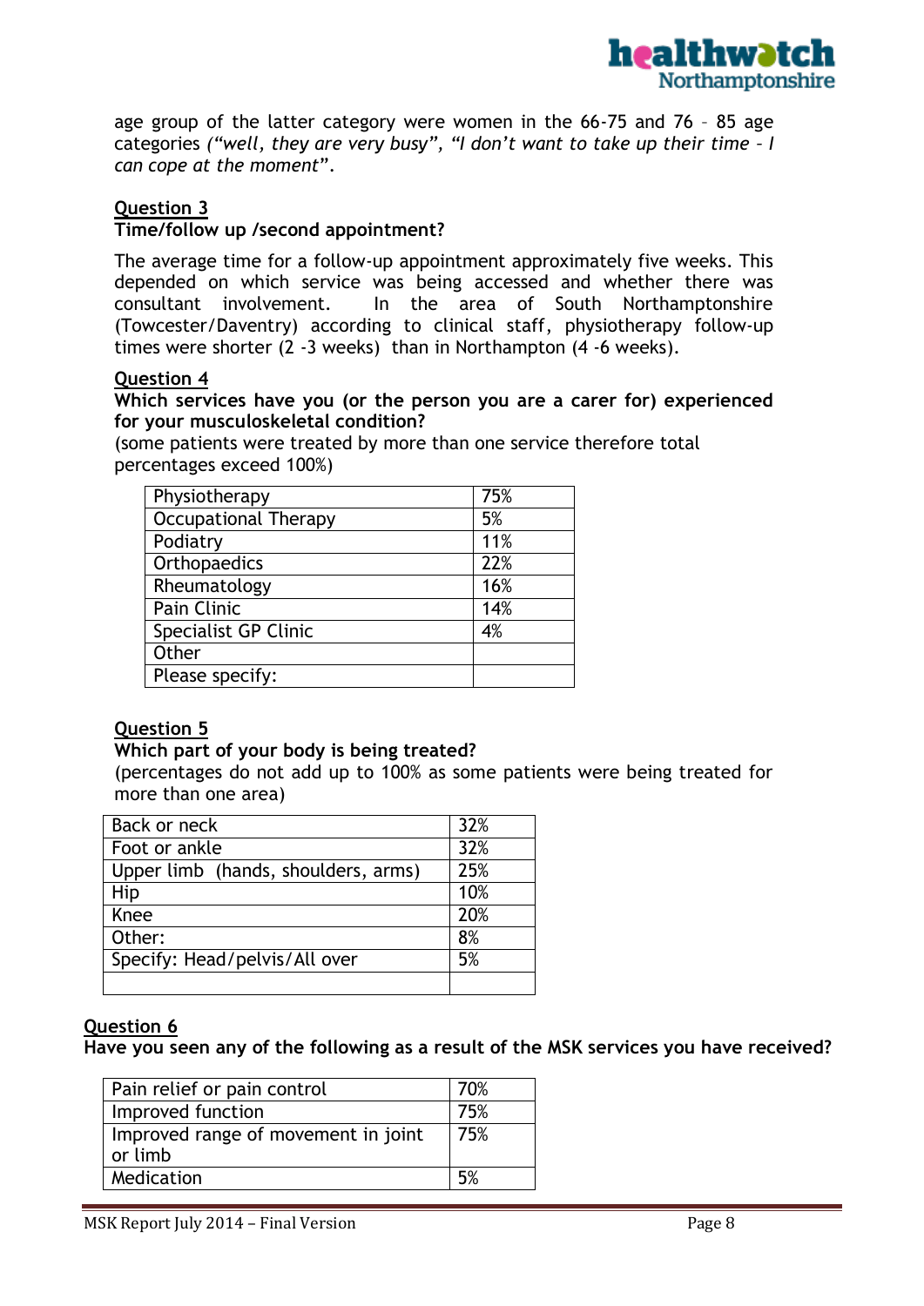age group of the latter category were women in the 66-75 and 76 – 85 age categories *("well, they are very busy", "I don't want to take up their time – I can cope at the moment*".

**Question 3**

**Time/follow up /second appointment?**

The average time for a follow-up appointment approximately five weeks. This depended on which service was being accessed and whether there was consultant involvement. In the area of South Northamptonshire (Towcester/Daventry) according to clinical staff, physiotherapy follow-up times were shorter (2 -3 weeks) than in Northampton (4 -6 weeks).

**Question 4**

**Which services have you (or the person you are a carer for) experienced for your musculoskeletal condition?**

(some patients were treated by more than one service therefore total percentages exceed 100%)

| | |
|---|---|
| Physiotherapy | 75% |
| Occupational Therapy | 5% |
| Podiatry | 11% |
| Orthopaedics | 22% |
| Rheumatology | 16% |
| Pain Clinic | 14% |
| Specialist GP Clinic | 4% |
| Other | |
| Please specify: | |

**Question 5**

**Which part of your body is being treated?**

(percentages do not add up to 100% as some patients were being treated for more than one area)

| | |
|---|---|
| Back or neck | 32% |
| Foot or ankle | 32% |
| Upper limb (hands, shoulders, arms) | 25% |
| Hip | 10% |
| Knee | 20% |
| Other: | 8% |
| Specify: Head/pelvis/All over | 5% |
| | |

**Question 6**

**Have you seen any of the following as a result of the MSK services you have received?**

| | |
|---|---|
| Pain relief or pain control | 70% |
| Improved function | 75% |
| Improved range of movement in joint or limb | 75% |
| Medication | 5% |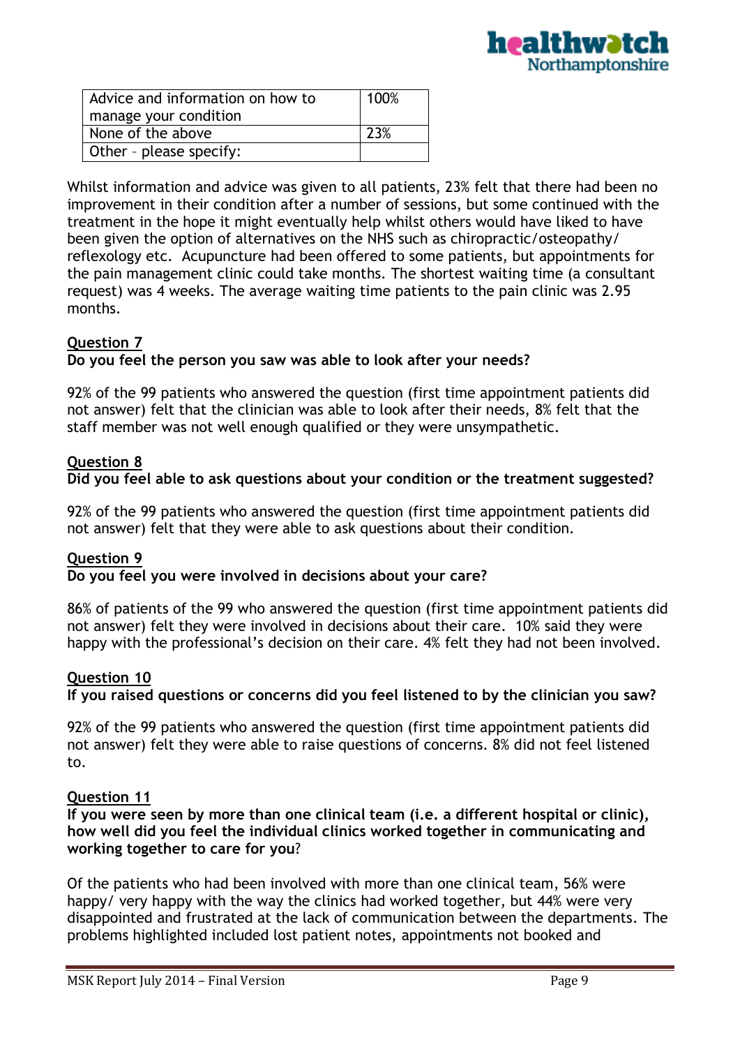| Advice and information on how to manage your condition | 100% |
|---|---|
| None of the above | 23% |
| Other – please specify: | |

Whilst information and advice was given to all patients, 23% felt that there had been no improvement in their condition after a number of sessions, but some continued with the treatment in the hope it might eventually help whilst others would have liked to have been given the option of alternatives on the NHS such as chiropractic/osteopathy/reflexology etc. Acupuncture had been offered to some patients, but appointments for the pain management clinic could take months. The shortest waiting time (a consultant request) was 4 weeks. The average waiting time patients to the pain clinic was 2.95 months.

**Question 7**
**Do you feel the person you saw was able to look after your needs?**

92% of the 99 patients who answered the question (first time appointment patients did not answer) felt that the clinician was able to look after their needs, 8% felt that the staff member was not well enough qualified or they were unsympathetic.

**Question 8**
**Did you feel able to ask questions about your condition or the treatment suggested?**

92% of the 99 patients who answered the question (first time appointment patients did not answer) felt that they were able to ask questions about their condition.

**Question 9**
**Do you feel you were involved in decisions about your care?**

86% of patients of the 99 who answered the question (first time appointment patients did not answer) felt they were involved in decisions about their care. 10% said they were happy with the professional's decision on their care. 4% felt they had not been involved.

**Question 10**
**If you raised questions or concerns did you feel listened to by the clinician you saw?**

92% of the 99 patients who answered the question (first time appointment patients did not answer) felt they were able to raise questions of concerns. 8% did not feel listened to.

**Question 11**
**If you were seen by more than one clinical team (i.e. a different hospital or clinic), how well did you feel the individual clinics worked together in communicating and working together to care for you?**

Of the patients who had been involved with more than one clinical team, 56% were happy/ very happy with the way the clinics had worked together, but 44% were very disappointed and frustrated at the lack of communication between the departments. The problems highlighted included lost patient notes, appointments not booked and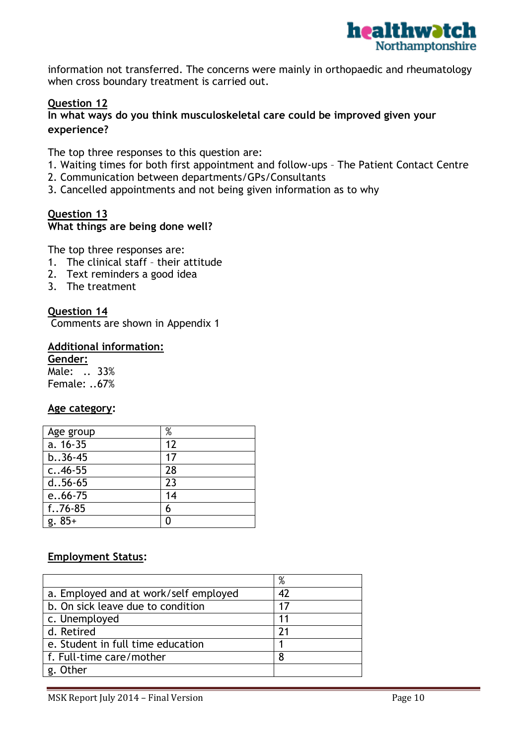information not transferred. The concerns were mainly in orthopaedic and rheumatology when cross boundary treatment is carried out.

**Question 12**

**In what ways do you think musculoskeletal care could be improved given your experience?**

The top three responses to this question are:

1. Waiting times for both first appointment and follow-ups – The Patient Contact Centre
2. Communication between departments/GPs/Consultants
3. Cancelled appointments and not being given information as to why

**Question 13**

**What things are being done well?**

The top three responses are:

1. The clinical staff – their attitude
2. Text reminders a good idea
3. The treatment

**Question 14**

Comments are shown in Appendix 1

**Additional information:**

**Gender:**

Male: .. 33%
Female: ..67%

**Age category:**

| Age group | % |
|---|---|
| a. 16-35 | 12 |
| b..36-45 | 17 |
| c..46-55 | 28 |
| d..56-65 | 23 |
| e..66-75 | 14 |
| f..76-85 | 6 |
| g. 85+ | 0 |

**Employment Status:**

| | % |
|---|---|
| a. Employed and at work/self employed | 42 |
| b. On sick leave due to condition | 17 |
| c. Unemployed | 11 |
| d. Retired | 21 |
| e. Student in full time education | 1 |
| f. Full-time care/mother | 8 |
| g. Other | |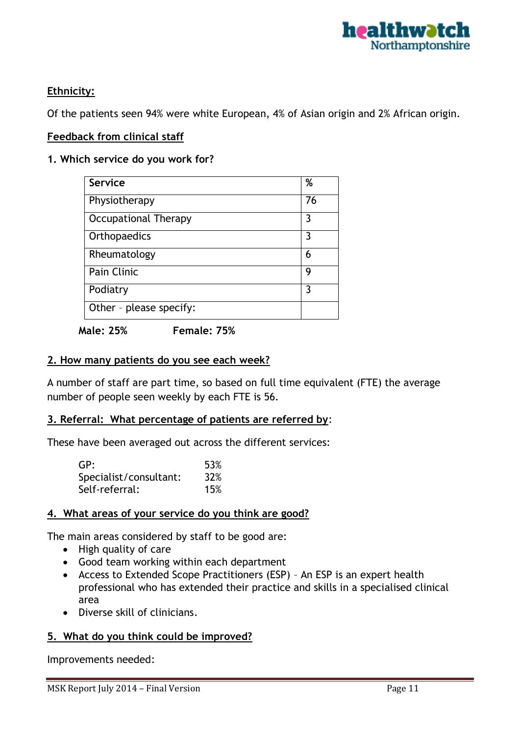**Ethnicity:**

Of the patients seen 94% were white European, 4% of Asian origin and 2% African origin.

**Feedback from clinical staff**

**1. Which service do you work for?**

| Service | % |
|---|---|
| Physiotherapy | 76 |
| Occupational Therapy | 3 |
| Orthopaedics | 3 |
| Rheumatology | 6 |
| Pain Clinic | 9 |
| Podiatry | 3 |
| Other – please specify: | |

**Male: 25%** **Female: 75%**

**2. How many patients do you see each week?**

A number of staff are part time, so based on full time equivalent (FTE) the average number of people seen weekly by each FTE is 56.

**3. Referral: What percentage of patients are referred by**:

These have been averaged out across the different services:

| | |
|---|---|
| GP: | 53% |
| Specialist/consultant: | 32% |
| Self-referral: | 15% |

**4. What areas of your service do you think are good?**

The main areas considered by staff to be good are:

- High quality of care
- Good team working within each department
- Access to Extended Scope Practitioners (ESP) – An ESP is an expert health professional who has extended their practice and skills in a specialised clinical area
- Diverse skill of clinicians.

**5. What do you think could be improved?**

Improvements needed: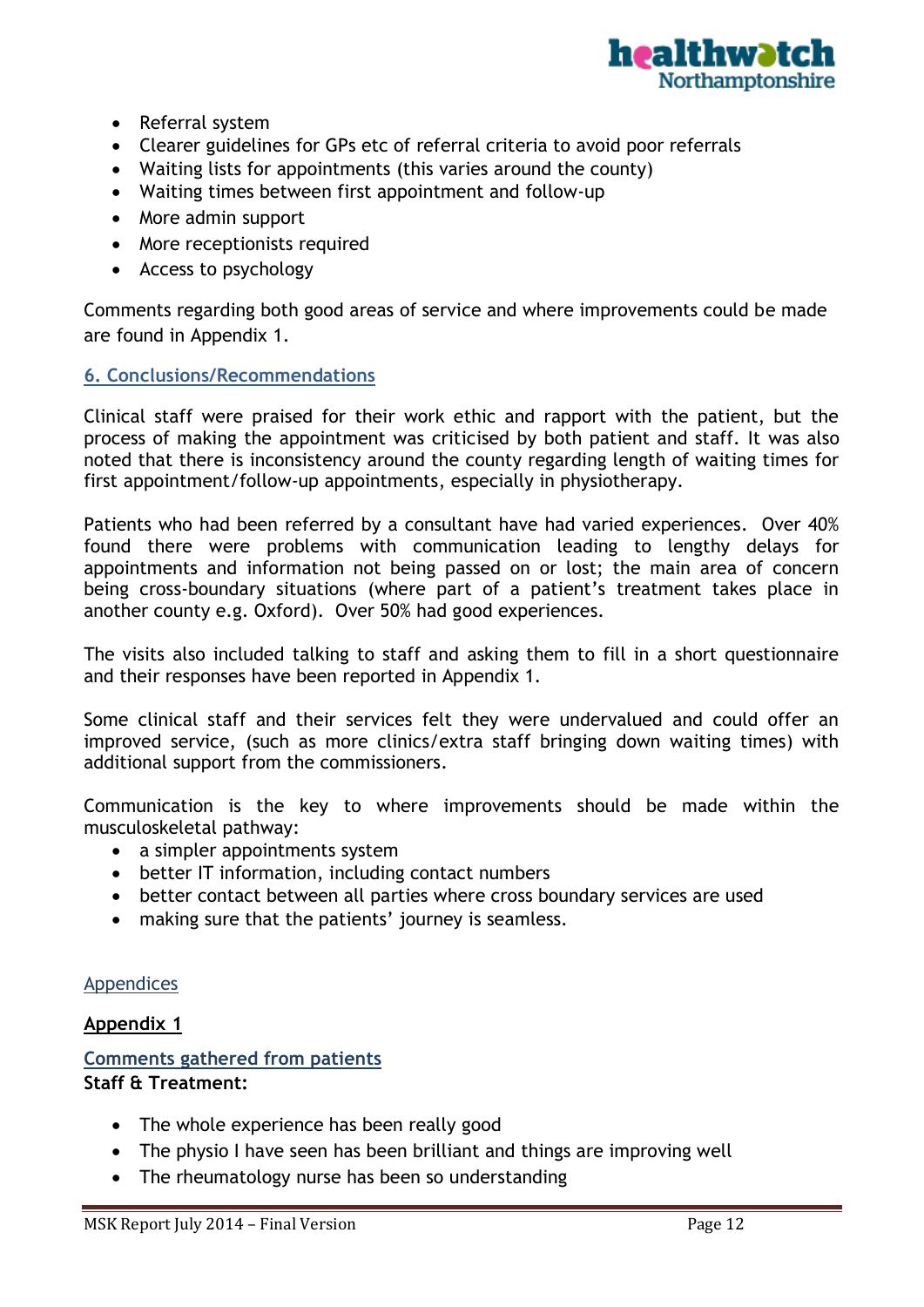- Referral system
- Clearer guidelines for GPs etc of referral criteria to avoid poor referrals
- Waiting lists for appointments (this varies around the county)
- Waiting times between first appointment and follow-up
- More admin support
- More receptionists required
- Access to psychology

Comments regarding both good areas of service and where improvements could be made are found in Appendix 1.

## 6. Conclusions/Recommendations

Clinical staff were praised for their work ethic and rapport with the patient, but the process of making the appointment was criticised by both patient and staff. It was also noted that there is inconsistency around the county regarding length of waiting times for first appointment/follow-up appointments, especially in physiotherapy.

Patients who had been referred by a consultant have had varied experiences. Over 40% found there were problems with communication leading to lengthy delays for appointments and information not being passed on or lost; the main area of concern being cross-boundary situations (where part of a patient's treatment takes place in another county e.g. Oxford). Over 50% had good experiences.

The visits also included talking to staff and asking them to fill in a short questionnaire and their responses have been reported in Appendix 1.

Some clinical staff and their services felt they were undervalued and could offer an improved service, (such as more clinics/extra staff bringing down waiting times) with additional support from the commissioners.

Communication is the key to where improvements should be made within the musculoskeletal pathway:

- a simpler appointments system
- better IT information, including contact numbers
- better contact between all parties where cross boundary services are used
- making sure that the patients' journey is seamless.

## Appendices

### Appendix 1

#### Comments gathered from patients

**Staff & Treatment:**

- The whole experience has been really good
- The physio I have seen has been brilliant and things are improving well
- The rheumatology nurse has been so understanding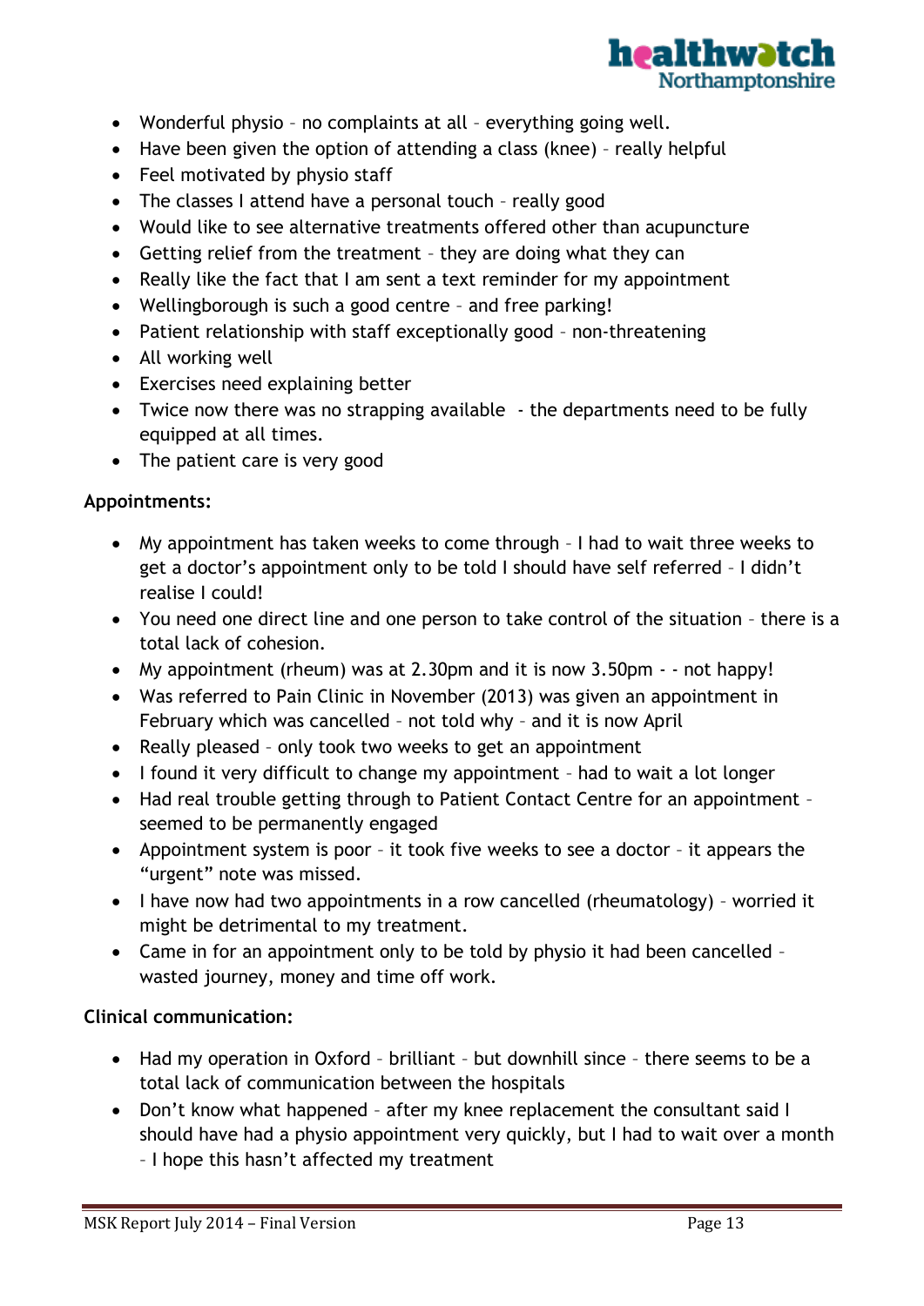- Wonderful physio – no complaints at all – everything going well.
- Have been given the option of attending a class (knee) – really helpful
- Feel motivated by physio staff
- The classes I attend have a personal touch – really good
- Would like to see alternative treatments offered other than acupuncture
- Getting relief from the treatment – they are doing what they can
- Really like the fact that I am sent a text reminder for my appointment
- Wellingborough is such a good centre – and free parking!
- Patient relationship with staff exceptionally good – non-threatening
- All working well
- Exercises need explaining better
- Twice now there was no strapping available - the departments need to be fully equipped at all times.
- The patient care is very good

**Appointments:**

- My appointment has taken weeks to come through – I had to wait three weeks to get a doctor's appointment only to be told I should have self referred – I didn't realise I could!
- You need one direct line and one person to take control of the situation – there is a total lack of cohesion.
- My appointment (rheum) was at 2.30pm and it is now 3.50pm - - not happy!
- Was referred to Pain Clinic in November (2013) was given an appointment in February which was cancelled – not told why – and it is now April
- Really pleased – only took two weeks to get an appointment
- I found it very difficult to change my appointment – had to wait a lot longer
- Had real trouble getting through to Patient Contact Centre for an appointment – seemed to be permanently engaged
- Appointment system is poor – it took five weeks to see a doctor – it appears the "urgent" note was missed.
- I have now had two appointments in a row cancelled (rheumatology) – worried it might be detrimental to my treatment.
- Came in for an appointment only to be told by physio it had been cancelled – wasted journey, money and time off work.

**Clinical communication:**

- Had my operation in Oxford – brilliant – but downhill since – there seems to be a total lack of communication between the hospitals
- Don't know what happened – after my knee replacement the consultant said I should have had a physio appointment very quickly, but I had to wait over a month – I hope this hasn't affected my treatment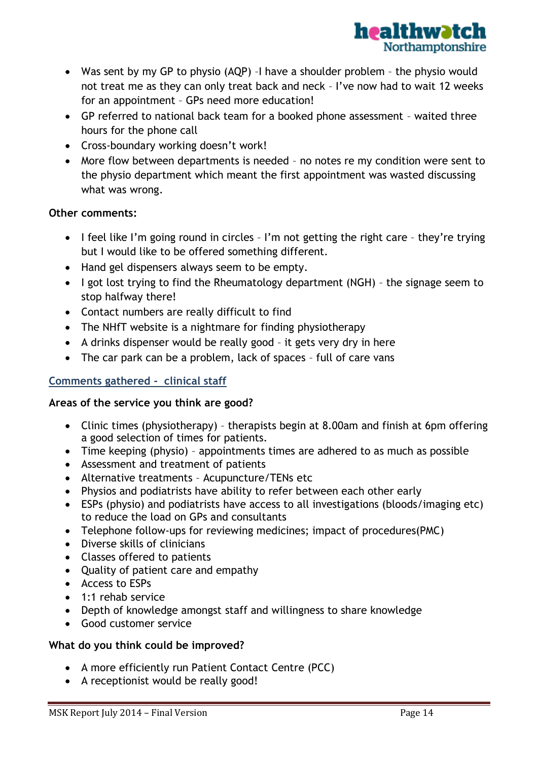- Was sent by my GP to physio (AQP) –I have a shoulder problem – the physio would not treat me as they can only treat back and neck – I've now had to wait 12 weeks for an appointment – GPs need more education!
- GP referred to national back team for a booked phone assessment – waited three hours for the phone call
- Cross-boundary working doesn't work!
- More flow between departments is needed – no notes re my condition were sent to the physio department which meant the first appointment was wasted discussing what was wrong.

**Other comments:**

- I feel like I'm going round in circles – I'm not getting the right care – they're trying but I would like to be offered something different.
- Hand gel dispensers always seem to be empty.
- I got lost trying to find the Rheumatology department (NGH) – the signage seem to stop halfway there!
- Contact numbers are really difficult to find
- The NHfT website is a nightmare for finding physiotherapy
- A drinks dispenser would be really good – it gets very dry in here
- The car park can be a problem, lack of spaces – full of care vans

## Comments gathered - clinical staff

**Areas of the service you think are good?**

- Clinic times (physiotherapy) – therapists begin at 8.00am and finish at 6pm offering a good selection of times for patients.
- Time keeping (physio) – appointments times are adhered to as much as possible
- Assessment and treatment of patients
- Alternative treatments – Acupuncture/TENs etc
- Physios and podiatrists have ability to refer between each other early
- ESPs (physio) and podiatrists have access to all investigations (bloods/imaging etc) to reduce the load on GPs and consultants
- Telephone follow-ups for reviewing medicines; impact of procedures(PMC)
- Diverse skills of clinicians
- Classes offered to patients
- Quality of patient care and empathy
- Access to ESPs
- 1:1 rehab service
- Depth of knowledge amongst staff and willingness to share knowledge
- Good customer service

**What do you think could be improved?**

- A more efficiently run Patient Contact Centre (PCC)
- A receptionist would be really good!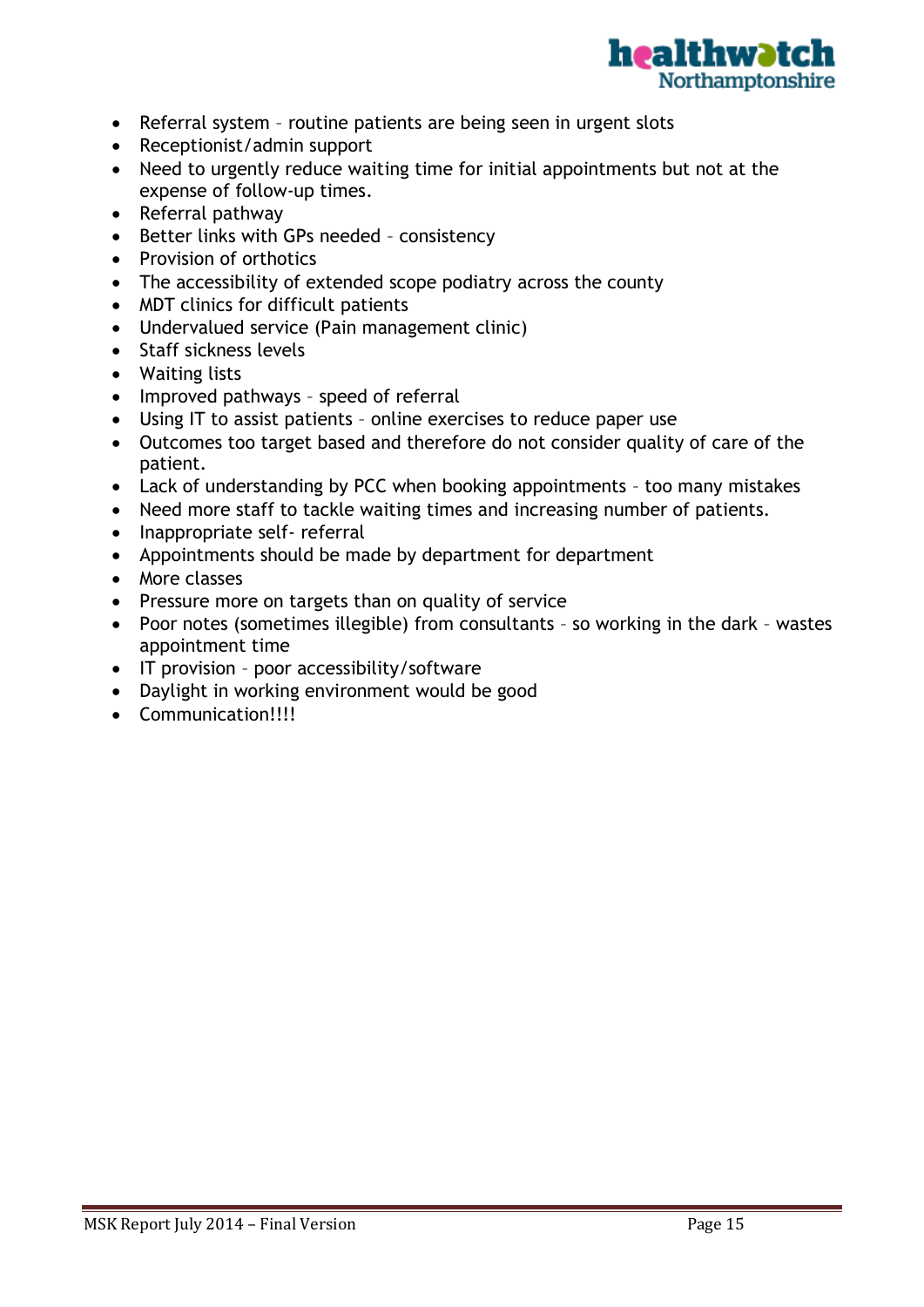- Referral system – routine patients are being seen in urgent slots
- Receptionist/admin support
- Need to urgently reduce waiting time for initial appointments but not at the expense of follow-up times.
- Referral pathway
- Better links with GPs needed – consistency
- Provision of orthotics
- The accessibility of extended scope podiatry across the county
- MDT clinics for difficult patients
- Undervalued service (Pain management clinic)
- Staff sickness levels
- Waiting lists
- Improved pathways – speed of referral
- Using IT to assist patients – online exercises to reduce paper use
- Outcomes too target based and therefore do not consider quality of care of the patient.
- Lack of understanding by PCC when booking appointments – too many mistakes
- Need more staff to tackle waiting times and increasing number of patients.
- Inappropriate self- referral
- Appointments should be made by department for department
- More classes
- Pressure more on targets than on quality of service
- Poor notes (sometimes illegible) from consultants – so working in the dark – wastes appointment time
- IT provision – poor accessibility/software
- Daylight in working environment would be good
- Communication!!!!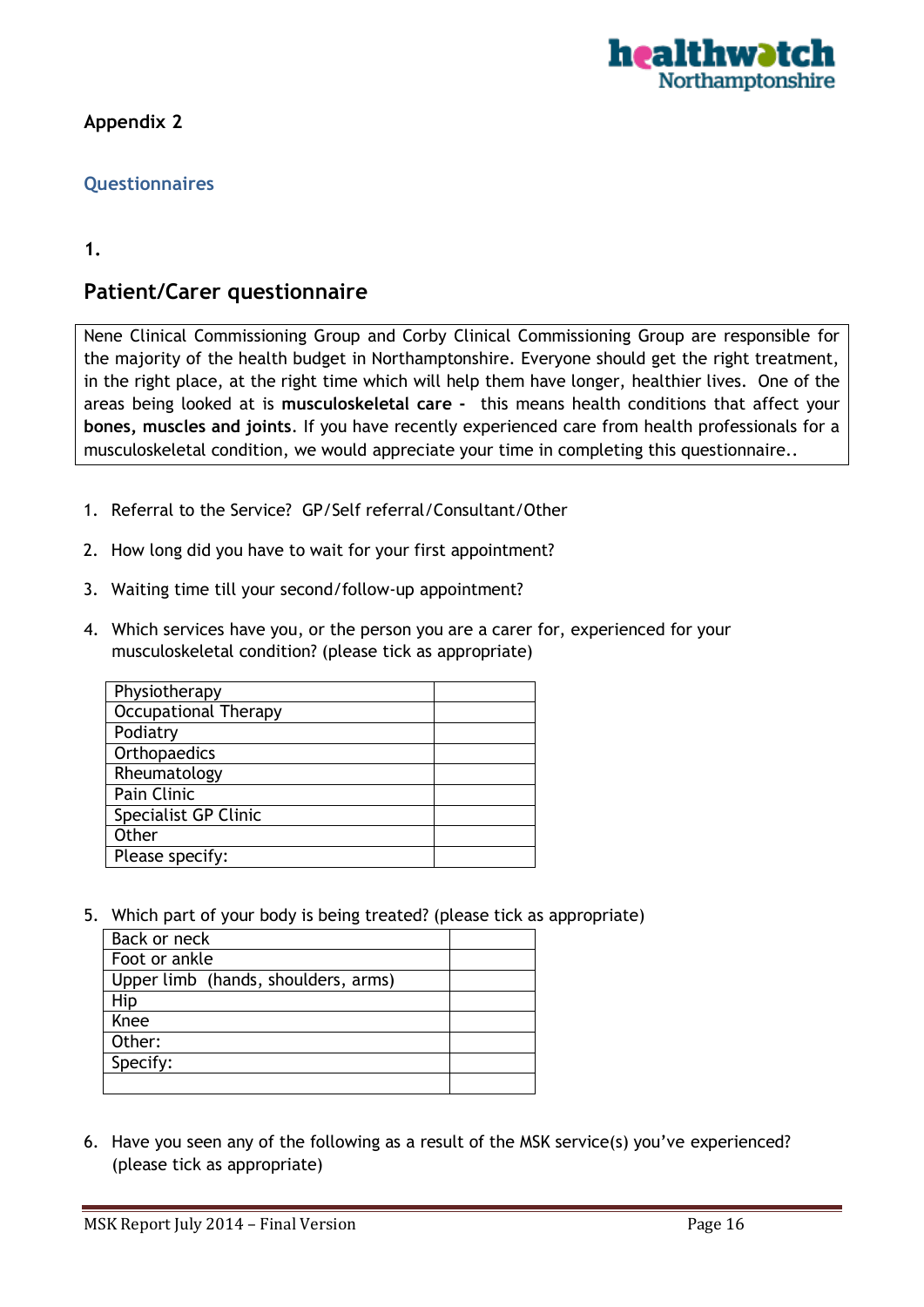Appendix 2

## Questionnaires

1.

## Patient/Carer questionnaire

Nene Clinical Commissioning Group and Corby Clinical Commissioning Group are responsible for the majority of the health budget in Northamptonshire. Everyone should get the right treatment, in the right place, at the right time which will help them have longer, healthier lives. One of the areas being looked at is **musculoskeletal care -** this means health conditions that affect your **bones, muscles and joints**. If you have recently experienced care from health professionals for a musculoskeletal condition, we would appreciate your time in completing this questionnaire..

1. Referral to the Service? GP/Self referral/Consultant/Other
2. How long did you have to wait for your first appointment?
3. Waiting time till your second/follow-up appointment?
4. Which services have you, or the person you are a carer for, experienced for your musculoskeletal condition? (please tick as appropriate)

| | |
|---|---|
| Physiotherapy | |
| Occupational Therapy | |
| Podiatry | |
| Orthopaedics | |
| Rheumatology | |
| Pain Clinic | |
| Specialist GP Clinic | |
| Other | |
| Please specify: | |

5. Which part of your body is being treated? (please tick as appropriate)

| | |
|---|---|
| Back or neck | |
| Foot or ankle | |
| Upper limb (hands, shoulders, arms) | |
| Hip | |
| Knee | |
| Other: | |
| Specify: | |
| | |

6. Have you seen any of the following as a result of the MSK service(s) you've experienced? (please tick as appropriate)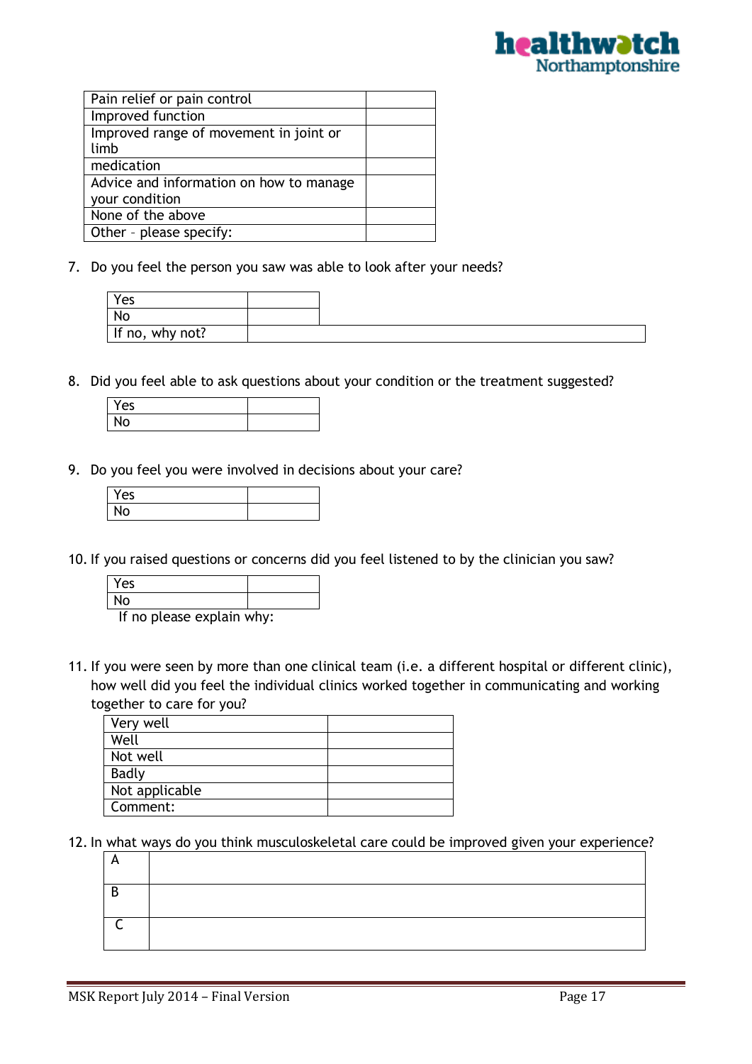| Pain relief or pain control | |
| --- | --- |
| Improved function | |
| Improved range of movement in joint or limb | |
| medication | |
| Advice and information on how to manage your condition | |
| None of the above | |
| Other – please specify: | |

7. Do you feel the person you saw was able to look after your needs?

| Yes | |
| --- | --- |
| No | |
| If no, why not? | |

8. Did you feel able to ask questions about your condition or the treatment suggested?

| Yes | |
| --- | --- |
| No | |

9. Do you feel you were involved in decisions about your care?

| Yes | |
| --- | --- |
| No | |

10. If you raised questions or concerns did you feel listened to by the clinician you saw?

| Yes | |
| --- | --- |
| No | |

If no please explain why:

11. If you were seen by more than one clinical team (i.e. a different hospital or different clinic), how well did you feel the individual clinics worked together in communicating and working together to care for you?

| Very well | |
| --- | --- |
| Well | |
| Not well | |
| Badly | |
| Not applicable | |
| Comment: | |

12. In what ways do you think musculoskeletal care could be improved given your experience?

| A | |
| --- | --- |
| B | |
| C | |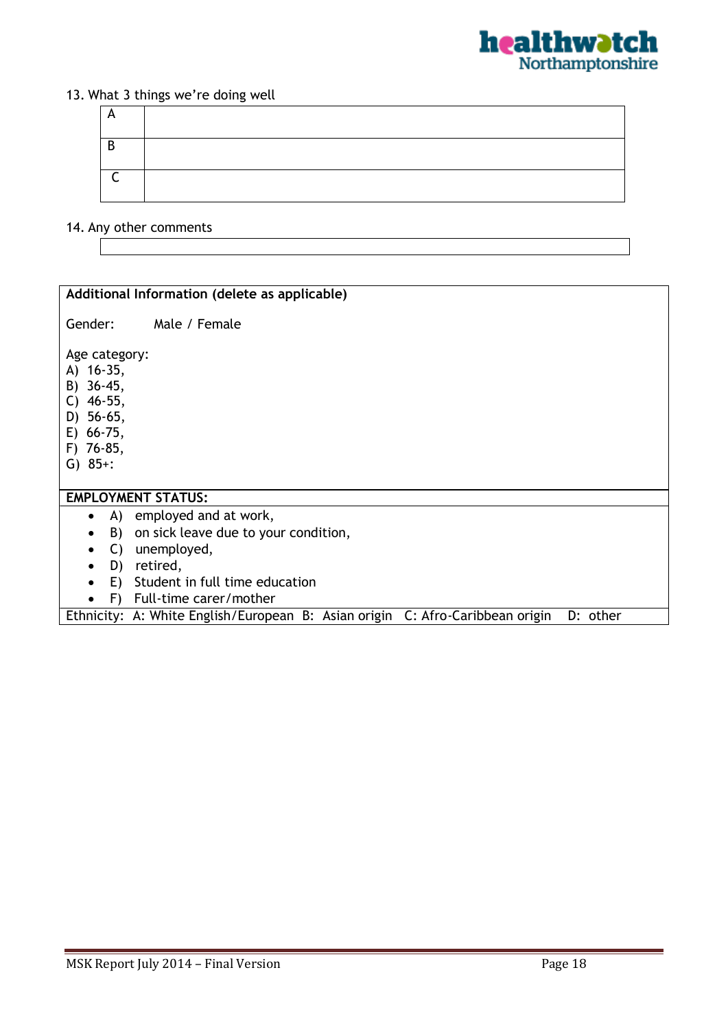13. What 3 things we're doing well

| A | |
|---|---|
| B | |
| C | |

14. Any other comments

| |
|---|
| |

**Additional Information (delete as applicable)**

Gender: Male / Female

Age category:
A) 16-35,
B) 36-45,
C) 46-55,
D) 56-65,
E) 66-75,
F) 76-85,
G) 85+:

**EMPLOYMENT STATUS:**

- A) employed and at work,
- B) on sick leave due to your condition,
- C) unemployed,
- D) retired,
- E) Student in full time education
- F) Full-time carer/mother

Ethnicity: A: White English/European B: Asian origin C: Afro-Caribbean origin D: other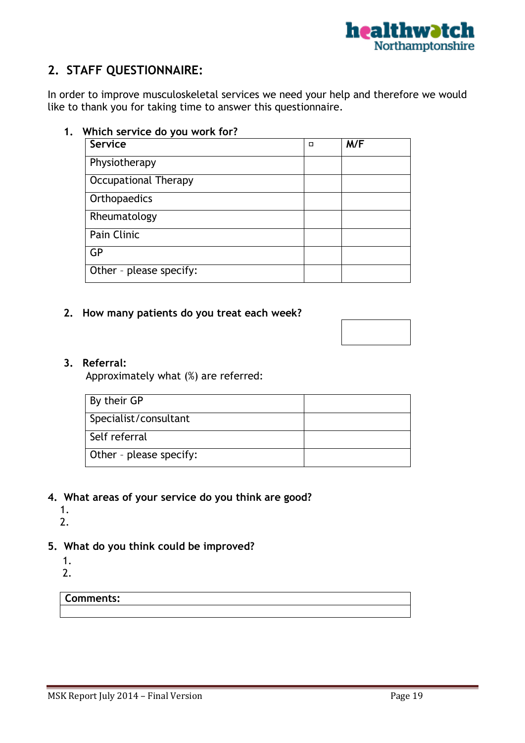## 2. STAFF QUESTIONNAIRE:

In order to improve musculoskeletal services we need your help and therefore we would like to thank you for taking time to answer this questionnaire.

1. **Which service do you work for?**

| Service | ▫ | M/F |
|---|---|---|
| Physiotherapy | | |
| Occupational Therapy | | |
| Orthopaedics | | |
| Rheumatology | | |
| Pain Clinic | | |
| GP | | |
| Other – please specify: | | |

2. **How many patients do you treat each week?**

| |
|---|
| |

3. **Referral:**
   Approximately what (%) are referred:

| | |
|---|---|
| By their GP | |
| Specialist/consultant | |
| Self referral | |
| Other – please specify: | |

4. **What areas of your service do you think are good?**
   1.
   2.

5. **What do you think could be improved?**
   1.
   2.

| Comments: |
|---|
| |